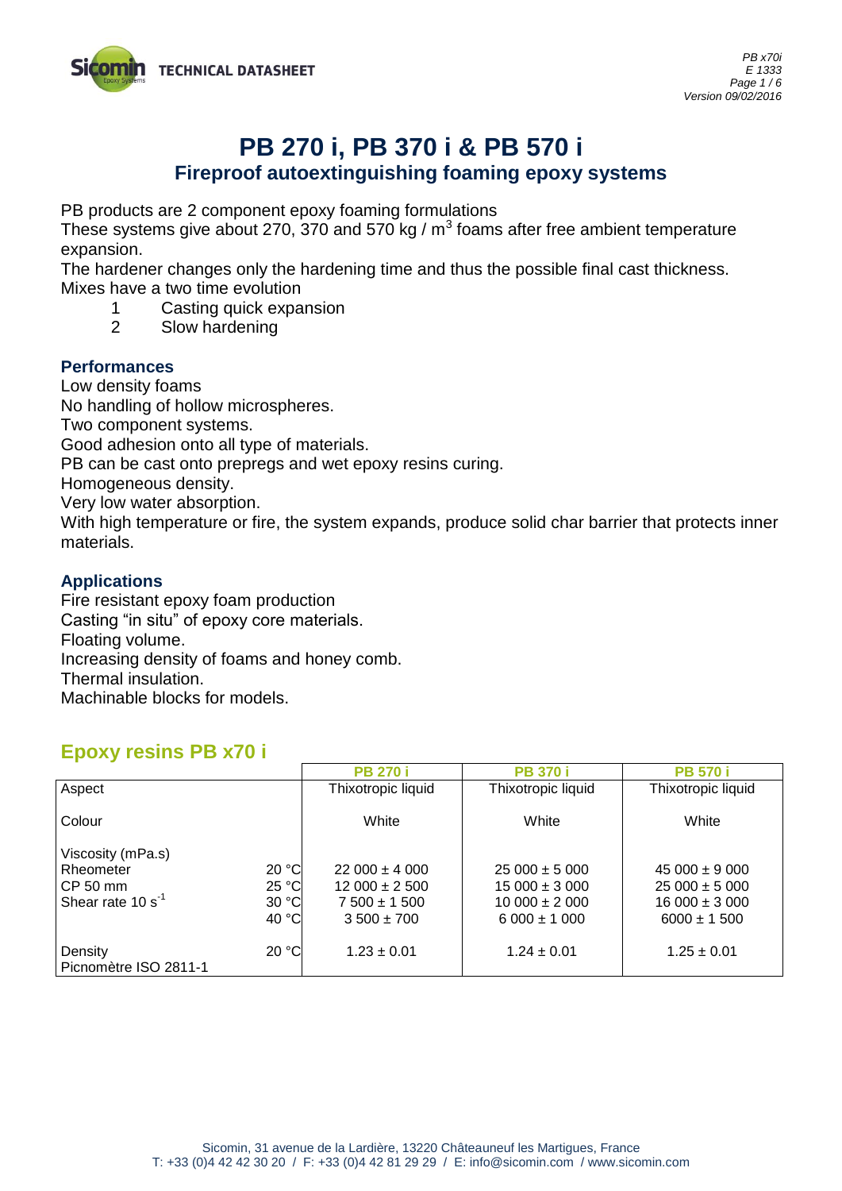# PB 270 i, PB 370 i & PB 570 i

## Fireproof autoextinguishing foaming epoxy systems

PB products are 2 component epoxy foaming formulations
These systems give about 270, 370 and 570 kg / m$^3$ foams after free ambient temperature expansion.
The hardener changes only the hardening time and thus the possible final cast thickness.
Mixes have a two time evolution

1. Casting quick expansion
2. Slow hardening

### Performances

Low density foams
No handling of hollow microspheres.
Two component systems.
Good adhesion onto all type of materials.
PB can be cast onto prepregs and wet epoxy resins curing.
Homogeneous density.
Very low water absorption.
With high temperature or fire, the system expands, produce solid char barrier that protects inner materials.

### Applications

Fire resistant epoxy foam production
Casting “in situ” of epoxy core materials.
Floating volume.
Increasing density of foams and honey comb.
Thermal insulation.
Machinable blocks for models.

## Epoxy resins PB x70 i

| | | PB 270 i | PB 370 i | PB 570 i |
|---|---|---|---|---|
| Aspect | | Thixotropic liquid | Thixotropic liquid | Thixotropic liquid |
| Colour | | White | White | White |
| Viscosity (mPa.s) | | | | |
| Rheometer | 20 °C | 22 000 ± 4 000 | 25 000 ± 5 000 | 45 000 ± 9 000 |
| CP 50 mm | 25 °C | 12 000 ± 2 500 | 15 000 ± 3 000 | 25 000 ± 5 000 |
| Shear rate 10 s$^{-1}$ | 30 °C | 7 500 ± 1 500 | 10 000 ± 2 000 | 16 000 ± 3 000 |
| | 40 °C | 3 500 ± 700 | 6 000 ± 1 000 | 6000 ± 1 500 |
| Density<br>Picnomètre ISO 2811-1 | 20 °C | 1.23 ± 0.01 | 1.24 ± 0.01 | 1.25 ± 0.01 |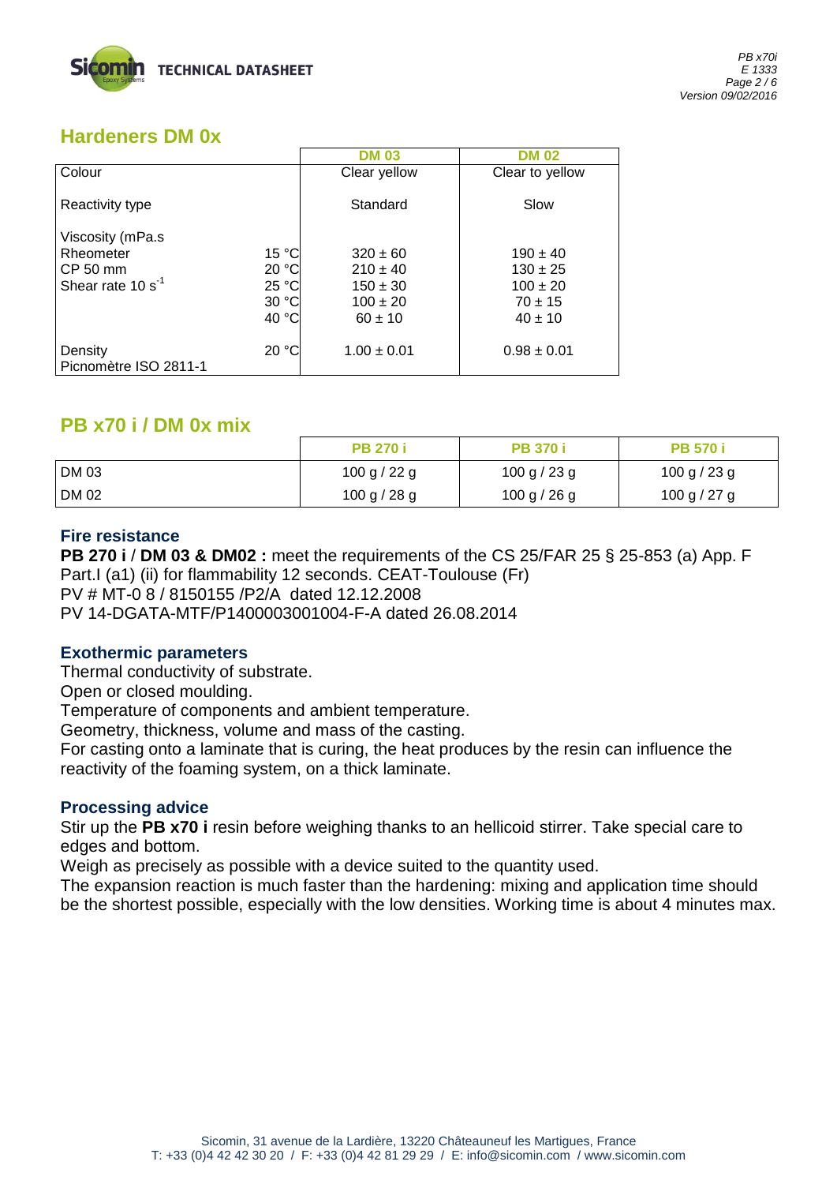## Hardeners DM 0x

| | | DM 03 | DM 02 |
|---|---|---|---|
| Colour | | Clear yellow | Clear to yellow |
| Reactivity type | | Standard | Slow |
| Viscosity (mPa.s | | | |
| Rheometer | 15 °C | 320 ± 60 | 190 ± 40 |
| CP 50 mm | 20 °C | 210 ± 40 | 130 ± 25 |
| Shear rate 10 $s^{-1}$ | 25 °C | 150 ± 30 | 100 ± 20 |
| | 30 °C | 100 ± 20 | 70 ± 15 |
| | 40 °C | 60 ± 10 | 40 ± 10 |
| Density Picnomètre ISO 2811-1 | 20 °C | 1.00 ± 0.01 | 0.98 ± 0.01 |

## PB x70 i / DM 0x mix

| | PB 270 i | PB 370 i | PB 570 i |
|---|---|---|---|
| DM 03 | 100 g / 22 g | 100 g / 23 g | 100 g / 23 g |
| DM 02 | 100 g / 28 g | 100 g / 26 g | 100 g / 27 g |

### Fire resistance

**PB 270 i** / **DM 03 & DM02 :** meet the requirements of the CS 25/FAR 25 § 25-853 (a) App. F Part.I (a1) (ii) for flammability 12 seconds. CEAT-Toulouse (Fr)
PV # MT-0 8 / 8150155 /P2/A dated 12.12.2008
PV 14-DGATA-MTF/P1400003001004-F-A dated 26.08.2014

### Exothermic parameters

Thermal conductivity of substrate.
Open or closed moulding.
Temperature of components and ambient temperature.
Geometry, thickness, volume and mass of the casting.
For casting onto a laminate that is curing, the heat produces by the resin can influence the reactivity of the foaming system, on a thick laminate.

### Processing advice

Stir up the **PB x70 i** resin before weighing thanks to an hellicoid stirrer. Take special care to edges and bottom.
Weigh as precisely as possible with a device suited to the quantity used.
The expansion reaction is much faster than the hardening: mixing and application time should be the shortest possible, especially with the low densities. Working time is about 4 minutes max.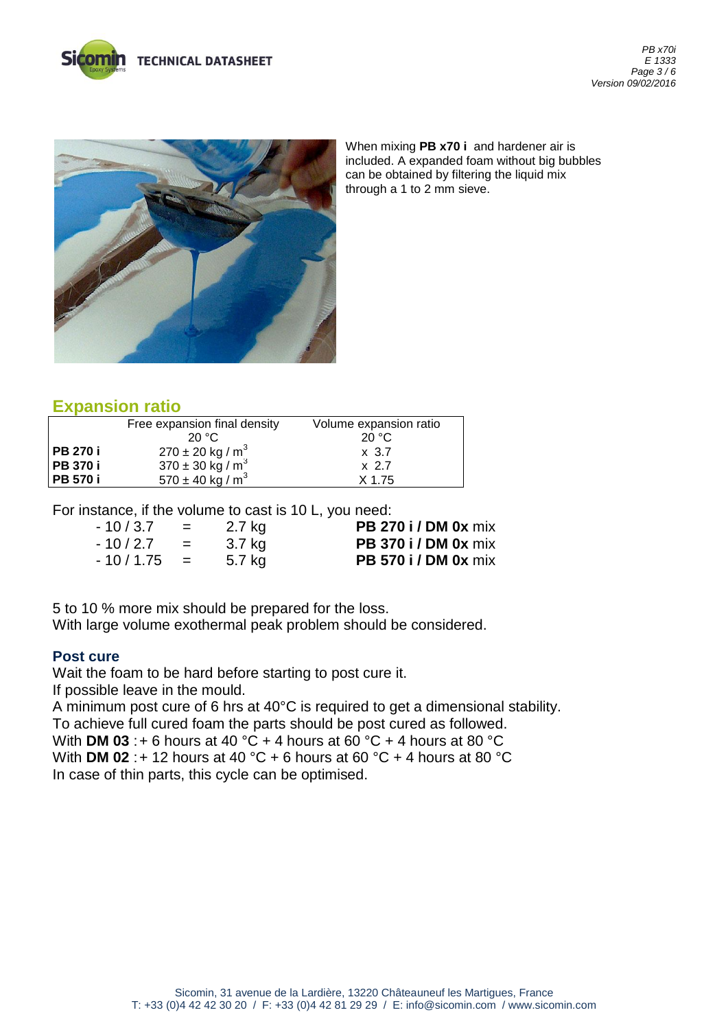When mixing **PB x70 i** and hardener air is included. A expanded foam without big bubbles can be obtained by filtering the liquid mix through a 1 to 2 mm sieve.

## Expansion ratio

| | Free expansion final density 20 °C | Volume expansion ratio 20 °C |
|---|---|---|
| **PB 270 i** | 270 ± 20 kg / m$^3$ | x 3.7 |
| **PB 370 i** | 370 ± 30 kg / m$^3$ | x 2.7 |
| **PB 570 i** | 570 ± 40 kg / m$^3$ | X 1.75 |

For instance, if the volume to cast is 10 L, you need:

- 10 / 3.7 = 2.7 kg **PB 270 i / DM 0x** mix
- 10 / 2.7 = 3.7 kg **PB 370 i / DM 0x** mix
- 10 / 1.75 = 5.7 kg **PB 570 i / DM 0x** mix

5 to 10 % more mix should be prepared for the loss.
With large volume exothermal peak problem should be considered.

### Post cure

Wait the foam to be hard before starting to post cure it.
If possible leave in the mould.
A minimum post cure of 6 hrs at 40°C is required to get a dimensional stability.
To achieve full cured foam the parts should be post cured as followed.
With **DM 03** : + 6 hours at 40 °C + 4 hours at 60 °C + 4 hours at 80 °C
With **DM 02** : + 12 hours at 40 °C + 6 hours at 60 °C + 4 hours at 80 °C
In case of thin parts, this cycle can be optimised.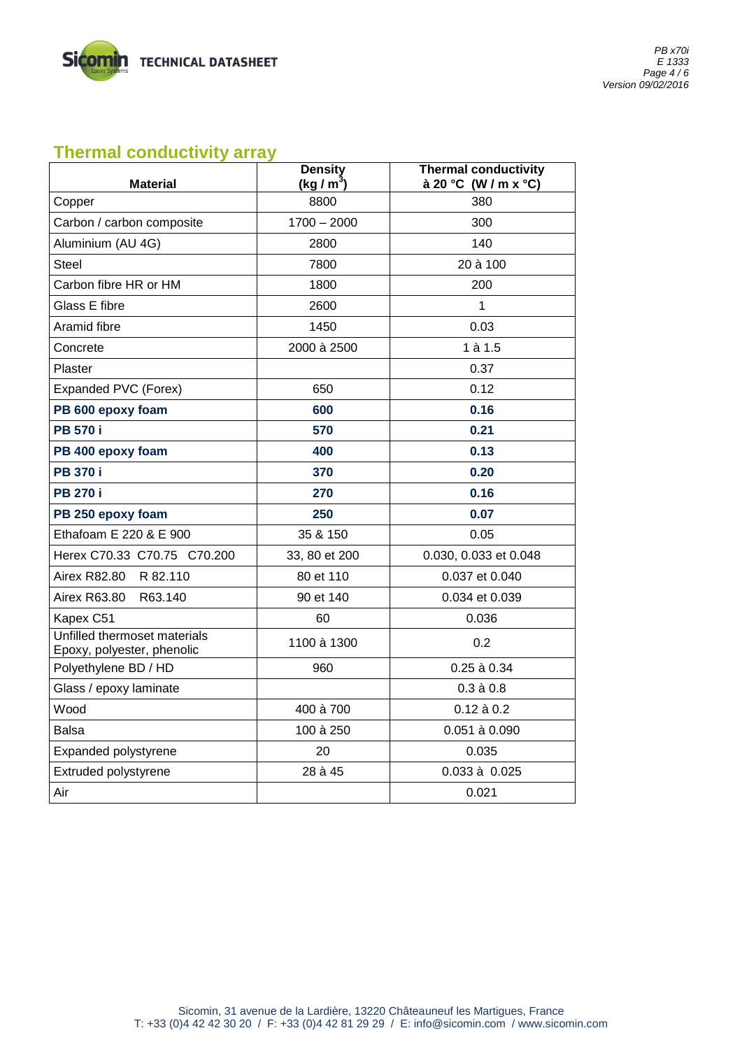## Thermal conductivity array

| Material | Density (kg / $m^3$) | Thermal conductivity à 20 °C (W / m x °C) |
|---|---|---|
| Copper | 8800 | 380 |
| Carbon / carbon composite | 1700 – 2000 | 300 |
| Aluminium (AU 4G) | 2800 | 140 |
| Steel | 7800 | 20 à 100 |
| Carbon fibre HR or HM | 1800 | 200 |
| Glass E fibre | 2600 | 1 |
| Aramid fibre | 1450 | 0.03 |
| Concrete | 2000 à 2500 | 1 à 1.5 |
| Plaster | | 0.37 |
| Expanded PVC (Forex) | 650 | 0.12 |
| **PB 600 epoxy foam** | **600** | **0.16** |
| **PB 570 i** | **570** | **0.21** |
| **PB 400 epoxy foam** | **400** | **0.13** |
| **PB 370 i** | **370** | **0.20** |
| **PB 270 i** | **270** | **0.16** |
| **PB 250 epoxy foam** | **250** | **0.07** |
| Ethafoam E 220 & E 900 | 35 & 150 | 0.05 |
| Herex C70.33 C70.75 C70.200 | 33, 80 et 200 | 0.030, 0.033 et 0.048 |
| Airex R82.80 R 82.110 | 80 et 110 | 0.037 et 0.040 |
| Airex R63.80 R63.140 | 90 et 140 | 0.034 et 0.039 |
| Kapex C51 | 60 | 0.036 |
| Unfilled thermoset materials Epoxy, polyester, phenolic | 1100 à 1300 | 0.2 |
| Polyethylene BD / HD | 960 | 0.25 à 0.34 |
| Glass / epoxy laminate | | 0.3 à 0.8 |
| Wood | 400 à 700 | 0.12 à 0.2 |
| Balsa | 100 à 250 | 0.051 à 0.090 |
| Expanded polystyrene | 20 | 0.035 |
| Extruded polystyrene | 28 à 45 | 0.033 à 0.025 |
| Air | | 0.021 |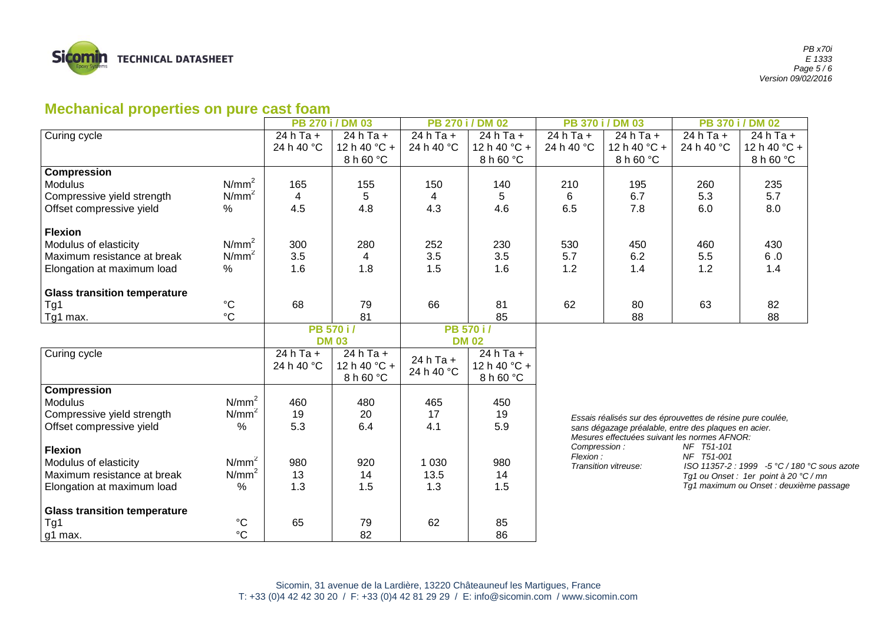## Mechanical properties on pure cast foam

| | | PB 270 i / DM 03 | | PB 270 i / DM 02 | | PB 370 i / DM 03 | | PB 370 i / DM 02 | |
|---|---|---|---|---|---|---|---|---|---|
| Curing cycle | | 24 h Ta + 24 h 40 °C | 24 h Ta + 12 h 40 °C + 8 h 60 °C | 24 h Ta + 24 h 40 °C | 24 h Ta + 12 h 40 °C + 8 h 60 °C | 24 h Ta + 24 h 40 °C | 24 h Ta + 12 h 40 °C + 8 h 60 °C | 24 h Ta + 24 h 40 °C | 24 h Ta + 12 h 40 °C + 8 h 60 °C |
| **Compression** | | | | | | | | | |
| Modulus | $N/mm^2$ | 165 | 155 | 150 | 140 | 210 | 195 | 260 | 235 |
| Compressive yield strength | $N/mm^2$ | 4 | 5 | 4 | 5 | 6 | 6.7 | 5.3 | 5.7 |
| Offset compressive yield | % | 4.5 | 4.8 | 4.3 | 4.6 | 6.5 | 7.8 | 6.0 | 8.0 |
| **Flexion** | | | | | | | | | |
| Modulus of elasticity | $N/mm^2$ | 300 | 280 | 252 | 230 | 530 | 450 | 460 | 430 |
| Maximum resistance at break | $N/mm^2$ | 3.5 | 4 | 3.5 | 3.5 | 5.7 | 6.2 | 5.5 | 6 .0 |
| Elongation at maximum load | % | 1.6 | 1.8 | 1.5 | 1.6 | 1.2 | 1.4 | 1.2 | 1.4 |
| **Glass transition temperature** | | | | | | | | | |
| Tg1 | °C | 68 | 79 | 66 | 81 | 62 | 80 | 63 | 82 |
| Tg1 max. | °C | | 81 | | 85 | | 88 | | 88 |

| | | PB 570 i / DM 03 | | PB 570 i / DM 02 | |
|---|---|---|---|---|---|
| Curing cycle | | 24 h Ta + 24 h 40 °C | 24 h Ta + 12 h 40 °C + 8 h 60 °C | 24 h Ta + 24 h 40 °C | 24 h Ta + 12 h 40 °C + 8 h 60 °C |
| **Compression** | | | | | |
| Modulus | $N/mm^2$ | 460 | 480 | 465 | 450 |
| Compressive yield strength | $N/mm^2$ | 19 | 20 | 17 | 19 |
| Offset compressive yield | % | 5.3 | 6.4 | 4.1 | 5.9 |
| **Flexion** | | | | | |
| Modulus of elasticity | $N/mm^2$ | 980 | 920 | 1 030 | 980 |
| Maximum resistance at break | $N/mm^2$ | 13 | 14 | 13.5 | 14 |
| Elongation at maximum load | % | 1.3 | 1.5 | 1.3 | 1.5 |
| **Glass transition temperature** | | | | | |
| Tg1 | °C | 65 | 79 | 62 | 85 |
| g1 max. | °C | | 82 | | 86 |

*Essais réalisés sur des éprouvettes de résine pure coulée, sans dégazage préalable, entre des plaques en acier.*
*Mesures effectuées suivant les normes AFNOR:*
*Compression : NF T51-101*
*Flexion : NF T51-001*
*Transition vitreuse: ISO 11357-2 : 1999 -5 °C / 180 °C sous azote*
*Tg1 ou Onset : 1er point à 20 °C / mn*
*Tg1 maximum ou Onset : deuxième passage*

Sicomin, 31 avenue de la Lardière, 13220 Châteauneuf les Martigues, France
T: +33 (0)4 42 42 30 20 / F: +33 (0)4 42 81 29 29 / E: info@sicomin.com / www.sicomin.com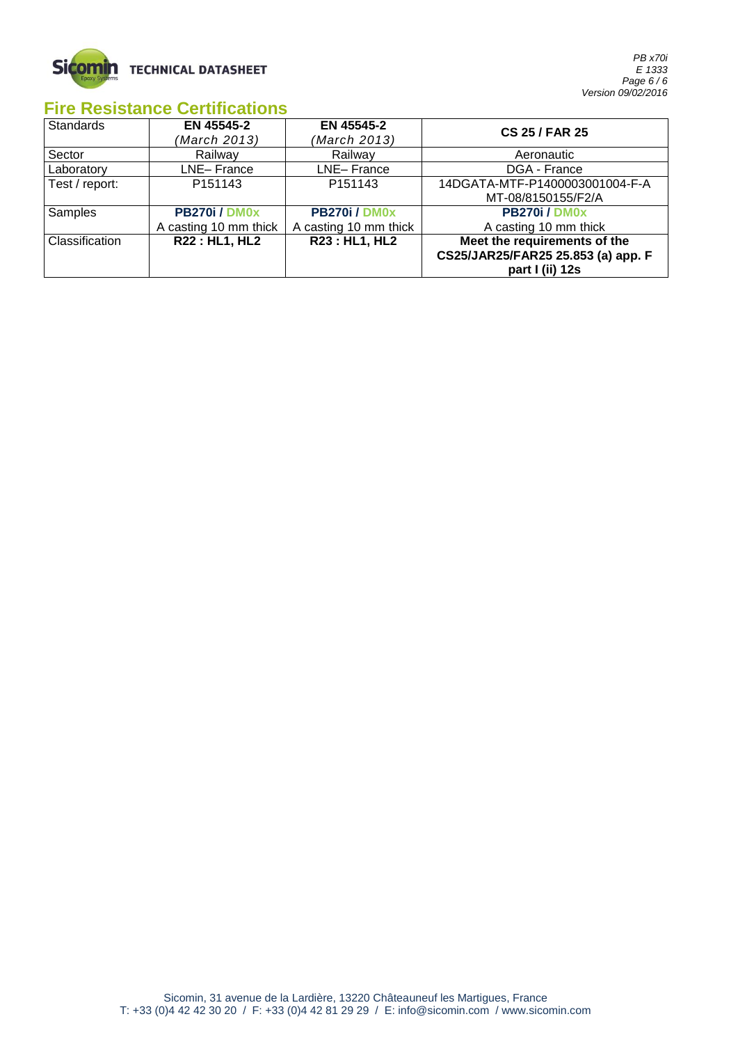## Fire Resistance Certifications

| Standards | **EN 45545-2** *(March 2013)* | **EN 45545-2** *(March 2013)* | **CS 25 / FAR 25** |
|---|---|---|---|
| Sector | Railway | Railway | Aeronautic |
| Laboratory | LNE– France | LNE– France | DGA - France |
| Test / report: | P151143 | P151143 | 14DGATA-MTF-P1400003001004-F-A MT-08/8150155/F2/A |
| Samples | **PB270i / DM0x** A casting 10 mm thick | **PB270i / DM0x** A casting 10 mm thick | **PB270i / DM0x** A casting 10 mm thick |
| Classification | **R22 : HL1, HL2** | **R23 : HL1, HL2** | **Meet the requirements of the CS25/JAR25/FAR25 25.853 (a) app. F part I (ii) 12s** |

Sicomin, 31 avenue de la Lardière, 13220 Châteauneuf les Martigues, France
T: +33 (0)4 42 42 30 20 / F: +33 (0)4 42 81 29 29 / E: info@sicomin.com / www.sicomin.com